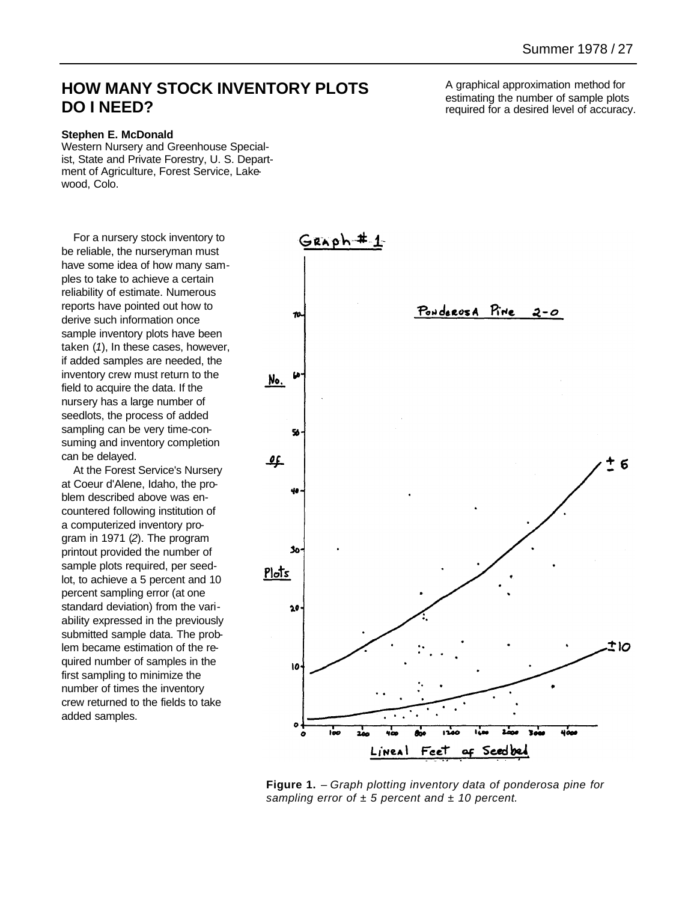# HOW MANY STOCK INVENTORY PLOTS DO I NEED?

A graphical approximation method for estimating the number of sample plots required for a desired level of accuracy.

**Stephen E. McDonald**
Western Nursery and Greenhouse Specialist, State and Private Forestry, U. S. Department of Agriculture, Forest Service, Lakewood, Colo.

For a nursery stock inventory to be reliable, the nurseryman must have some idea of how many samples to take to achieve a certain reliability of estimate. Numerous reports have pointed out how to derive such information once sample inventory plots have been taken (*1*), In these cases, however, if added samples are needed, the inventory crew must return to the field to acquire the data. If the nursery has a large number of seedlots, the process of added sampling can be very time-consuming and inventory completion can be delayed.

At the Forest Service's Nursery at Coeur d'Alene, Idaho, the problem described above was encountered following institution of a computerized inventory program in 1971 (*2*). The program printout provided the number of sample plots required, per seedlot, to achieve a 5 percent and 10 percent sampling error (at one standard deviation) from the variability expressed in the previously submitted sample data. The problem became estimation of the required number of samples in the first sampling to minimize the number of times the inventory crew returned to the fields to take added samples.

**Figure 1.** – *Graph plotting inventory data of ponderosa pine for sampling error of ± 5 percent and ± 10 percent.*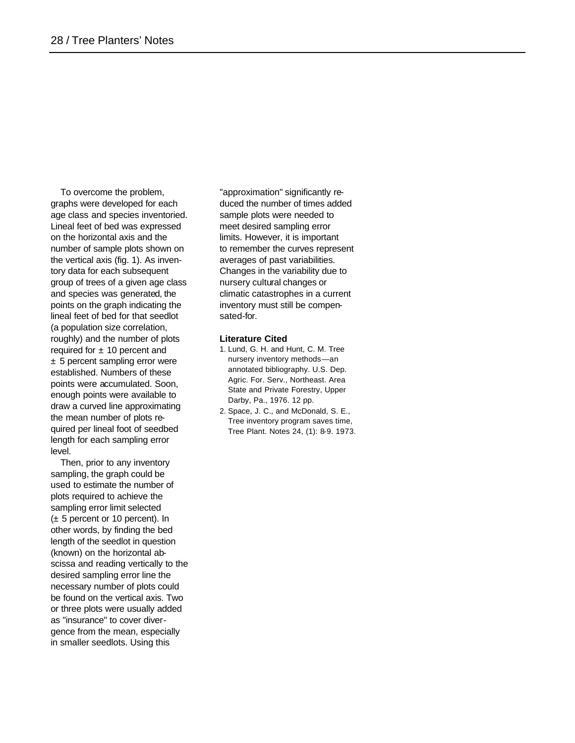To overcome the problem, graphs were developed for each age class and species inventoried. Lineal feet of bed was expressed on the horizontal axis and the number of sample plots shown on the vertical axis (fig. 1). As inventory data for each subsequent group of trees of a given age class and species was generated, the points on the graph indicating the lineal feet of bed for that seedlot (a population size correlation, roughly) and the number of plots required for ± 10 percent and ± 5 percent sampling error were established. Numbers of these points were accumulated. Soon, enough points were available to draw a curved line approximating the mean number of plots required per lineal foot of seedbed length for each sampling error level.

Then, prior to any inventory sampling, the graph could be used to estimate the number of plots required to achieve the sampling error limit selected (± 5 percent or 10 percent). In other words, by finding the bed length of the seedlot in question (known) on the horizontal abscissa and reading vertically to the desired sampling error line the necessary number of plots could be found on the vertical axis. Two or three plots were usually added as "insurance" to cover divergence from the mean, especially in smaller seedlots. Using this "approximation" significantly reduced the number of times added sample plots were needed to meet desired sampling error limits. However, it is important to remember the curves represent averages of past variabilities. Changes in the variability due to nursery cultural changes or climatic catastrophes in a current inventory must still be compensated-for.

**Literature Cited**

1. Lund, G. H. and Hunt, C. M. Tree nursery inventory methods—an annotated bibliography. U.S. Dep. Agric. For. Serv., Northeast. Area State and Private Forestry, Upper Darby, Pa., 1976. 12 pp.
2. Space, J. C., and McDonald, S. E., Tree inventory program saves time, Tree Plant. Notes 24, (1): 8-9. 1973.